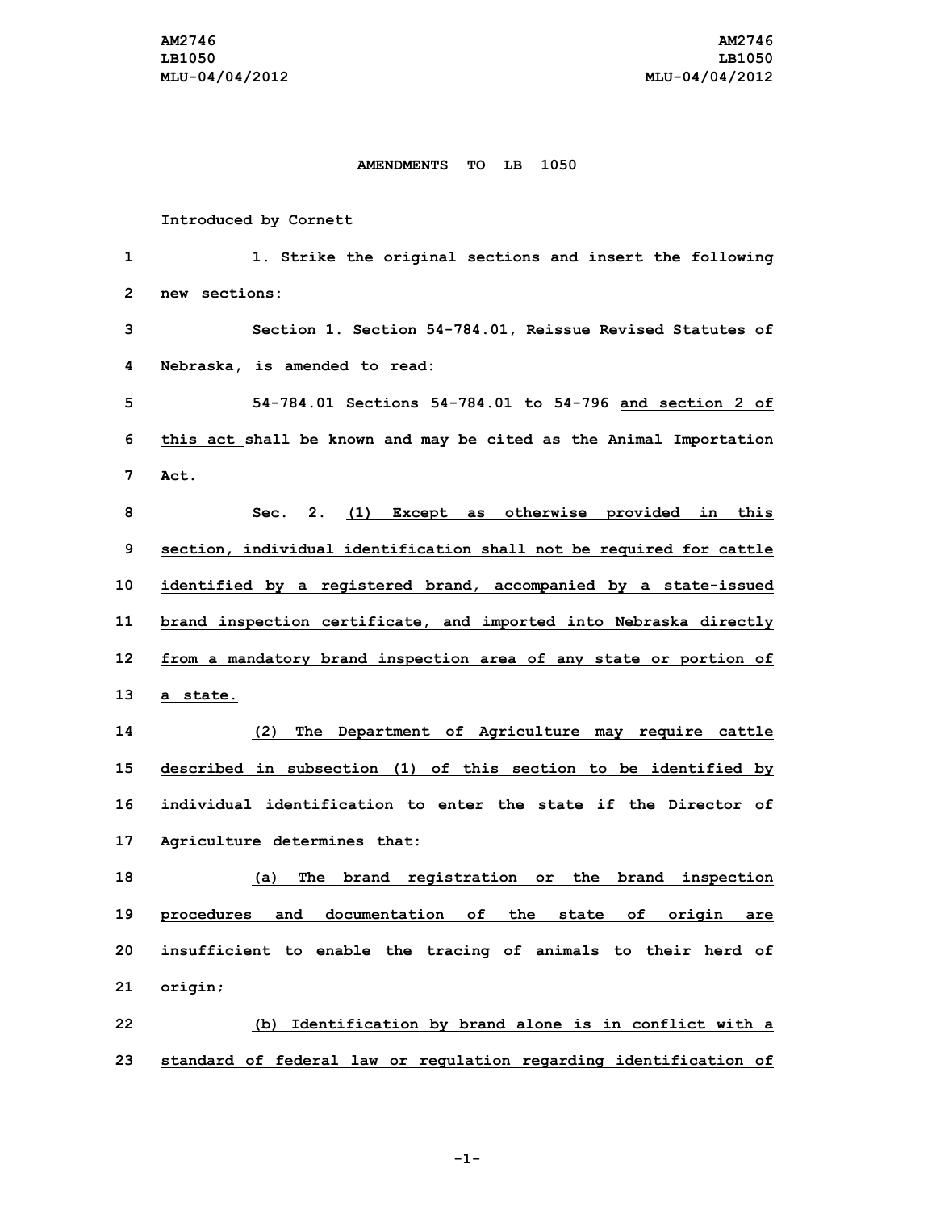**AMENDMENTS TO LB 1050**

Introduced by Cornett

1. Strike the original sections and insert the following new sections:

Section 1. Section 54-784.01, Reissue Revised Statutes of Nebraska, is amended to read:

54-784.01 Sections 54-784.01 to 54-796 and section 2 of this act shall be known and may be cited as the Animal Importation Act.

Sec. 2. (1) Except as otherwise provided in this section, individual identification shall not be required for cattle identified by a registered brand, accompanied by a state-issued brand inspection certificate, and imported into Nebraska directly from a mandatory brand inspection area of any state or portion of a state.

(2) The Department of Agriculture may require cattle described in subsection (1) of this section to be identified by individual identification to enter the state if the Director of Agriculture determines that:

(a) The brand registration or the brand inspection procedures and documentation of the state of origin are insufficient to enable the tracing of animals to their herd of origin;

(b) Identification by brand alone is in conflict with a standard of federal law or regulation regarding identification of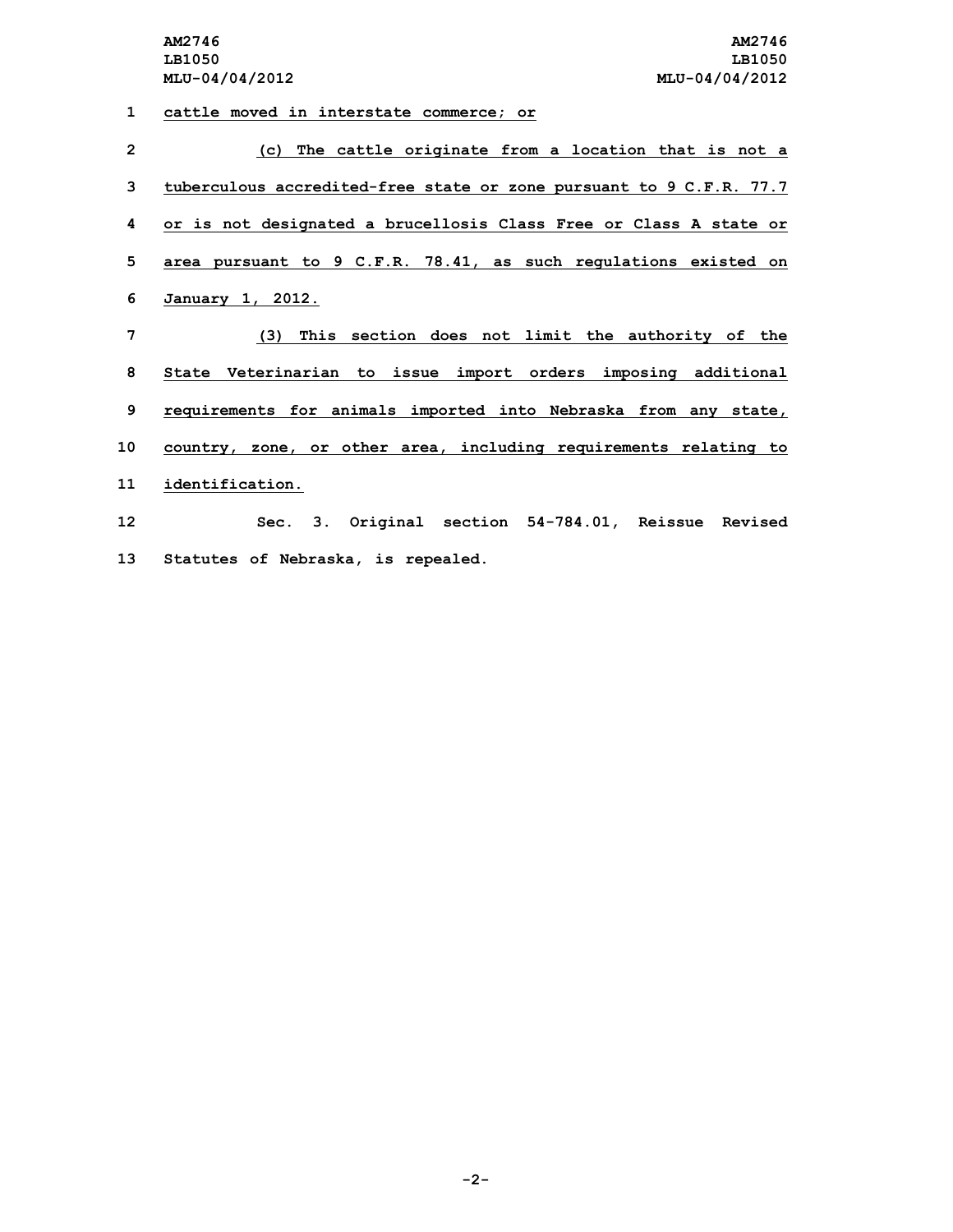cattle moved in interstate commerce; or

(c) The cattle originate from a location that is not a tuberculous accredited-free state or zone pursuant to 9 C.F.R. 77.7 or is not designated a brucellosis Class Free or Class A state or area pursuant to 9 C.F.R. 78.41, as such regulations existed on January 1, 2012.

(3) This section does not limit the authority of the State Veterinarian to issue import orders imposing additional requirements for animals imported into Nebraska from any state, country, zone, or other area, including requirements relating to identification.

Sec. 3. Original section 54-784.01, Reissue Revised Statutes of Nebraska, is repealed.